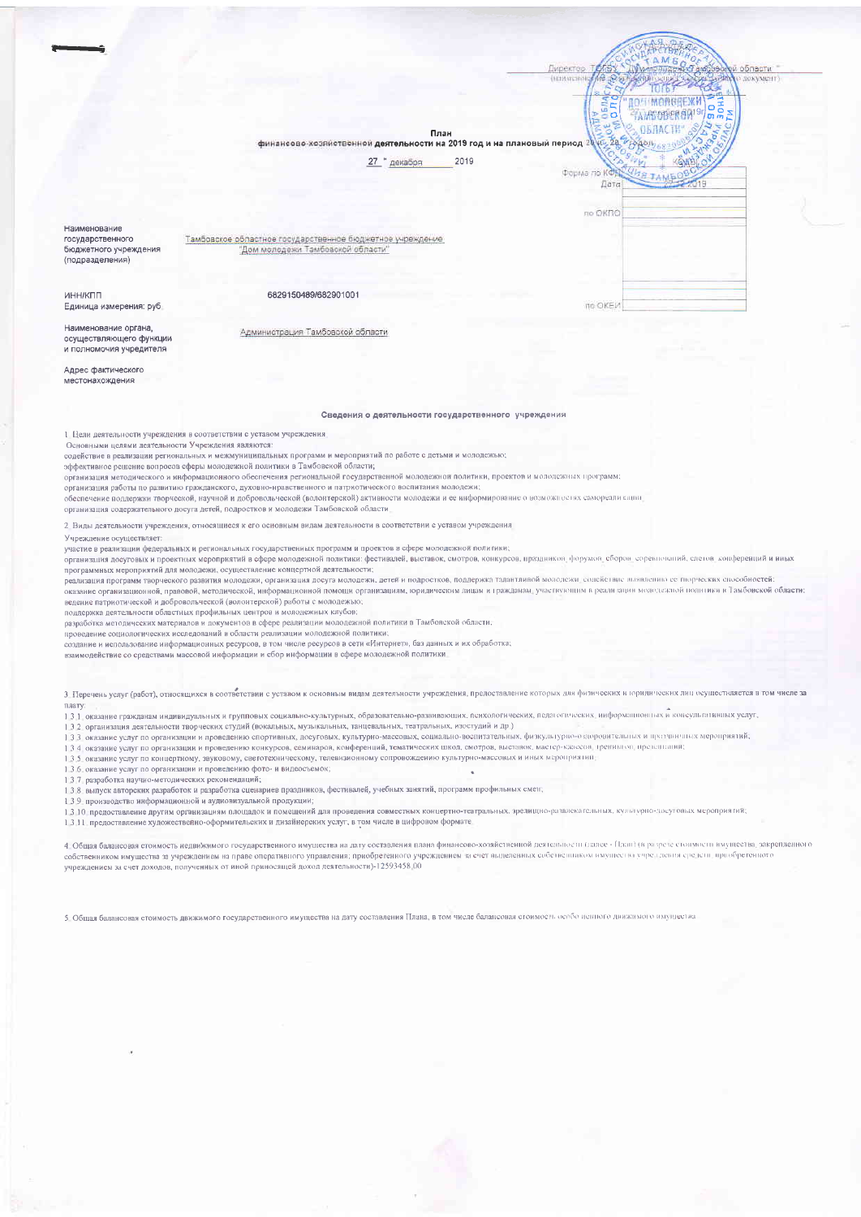Директор ТОГБУ "Дом молодежи Тамбовской области"
(наименование должности лица, утверждающего документ)

ТОГБУ "ДОМ МОЛОДЕЖИ ТАМБОВСКОЙ ОБЛАСТИ"

**План**
**финансово-хозяйственной деятельности на 2019 год и на плановый период 20__ и 20__ годов**

27 " декабря 2019

| | |
|---|---|
| Форма по КФД | КОДЫ |
| Дата | 27.12.2019 |
| по ОКПО | |
| по ОКЕИ | |

Наименование государственного бюджетного учреждения (подразделения): Тамбовское областное государственное бюджетное учреждение "Дом молодежи Тамбовской области"

ИНН/КПП: 6829150489/682901001

Единица измерения: руб.

Наименование органа, осуществляющего функции и полномочия учредителя: Администрация Тамбовской области

Адрес фактического местонахождения

### Сведения о деятельности государственного учреждения

1. Цели деятельности учреждения в соответствии с уставом учреждения

Основными целями деятельности Учреждения являются:
содействие в реализации региональных и межмуниципальных программ и мероприятий по работе с детьми и молодежью;
эффективное решение вопросов сферы молодежной политики в Тамбовской области;
организация методического и информационного обеспечения региональной государственной молодежной политики, проектов и молодежных программ;
организация работы по развитию гражданского, духовно-нравственного и патриотического воспитания молодежи;
обеспечение поддержки творческой, научной и добровольческой (волонтерской) активности молодежи и ее информирование о возможностях самореализации;
организация содержательного досуга детей, подростков и молодежи Тамбовской области.

2. Виды деятельности учреждения, относящиеся к его основным видам деятельности в соответствии с уставом учреждения

Учреждение осуществляет:
участие в реализации федеральных и региональных государственных программ и проектов в сфере молодежной политики;
организация досуговых и проектных мероприятий в сфере молодежной политики: фестивалей, выставок, смотров, конкурсов, праздников, форумов, сборов, соревнований, слетов, конференций и иных программных мероприятий для молодежи, осуществление концертной деятельности;
реализация программ творческого развития молодежи, организация досуга молодежи, детей и подростков, поддержка талантливой молодежи, содействие выявлению ее творческих способностей;
оказание организационной, правовой, методической, информационной помощи организациям, юридическим лицам и гражданам, участвующим в реализации молодежной политики в Тамбовской области;
ведение патриотической и добровольческой (волонтерской) работы с молодежью;
поддержка деятельности областных профильных центров и молодежных клубов;
разработка методических материалов и документов в сфере реализации молодежной политики в Тамбовской области;
проведение социологических исследований в области реализации молодежной политики;
создание и использование информационных ресурсов, в том числе ресурсов в сети «Интернет», баз данных и их обработка;
взаимодействие со средствами массовой информации и сбор информации в сфере молодежной политики.

3. Перечень услуг (работ), относящихся в соответствии с уставом к основным видам деятельности учреждения, предоставление которых для физических и юридических лиц осуществляется в том числе за плату:

1.3.1. оказание гражданам индивидуальных и групповых социально-культурных, образовательно-развивающих, психологических, педагогических, информационных и консультативных услуг;
1.3.2. организация деятельности творческих студий (вокальных, музыкальных, танцевальных, театральных, изостудий и др.)
1.3.3. оказание услуг по организации и проведению спортивных, досуговых, культурно-массовых, социально-воспитательных, физкультурно-оздоровительных и программных мероприятий;
1.3.4. оказание услуг по организации и проведению конкурсов, семинаров, конференций, тематических школ, смотров, выставок, мастер-классов, тренингов, презентаций;
1.3.5. оказание услуг по концертному, звуковому, светотехническому, телевизионному сопровождению культурно-массовых и иных мероприятий;
1.3.6. оказание услуг по организации и проведению фото- и видеосъемок;
1.3.7. разработка научно-методических рекомендаций;
1.3.8. выпуск авторских разработок и разработка сценариев праздников, фестивалей, учебных занятий, программ профильных смен;
1.3.9. производство информационной и аудиовизуальной продукции;
1.3.10. предоставление другим организациям площадок и помещений для проведения совместных концертно-театральных, зрелищно-развлекательных, культурно-досуговых мероприятий;
1.3.11. предоставление художественно-оформительских и дизайнерских услуг, в том числе в цифровом формате.

4. Общая балансовая стоимость недвижимого государственного имущества на дату составления плана финансово-хозяйственной деятельности (далее - План) (в разрезе стоимости имущества, закрепленного собственником имущества за учреждением на праве оперативного управления; приобретенного учреждением за счет выделенных собственником имущества учреждения средств; приобретенного учреждением за счет доходов, полученных от иной приносящей доход деятельности)-12593458,00

5. Общая балансовая стоимость движимого государственного имущества на дату составления Плана, в том числе балансовая стоимость особо ценного движимого имущества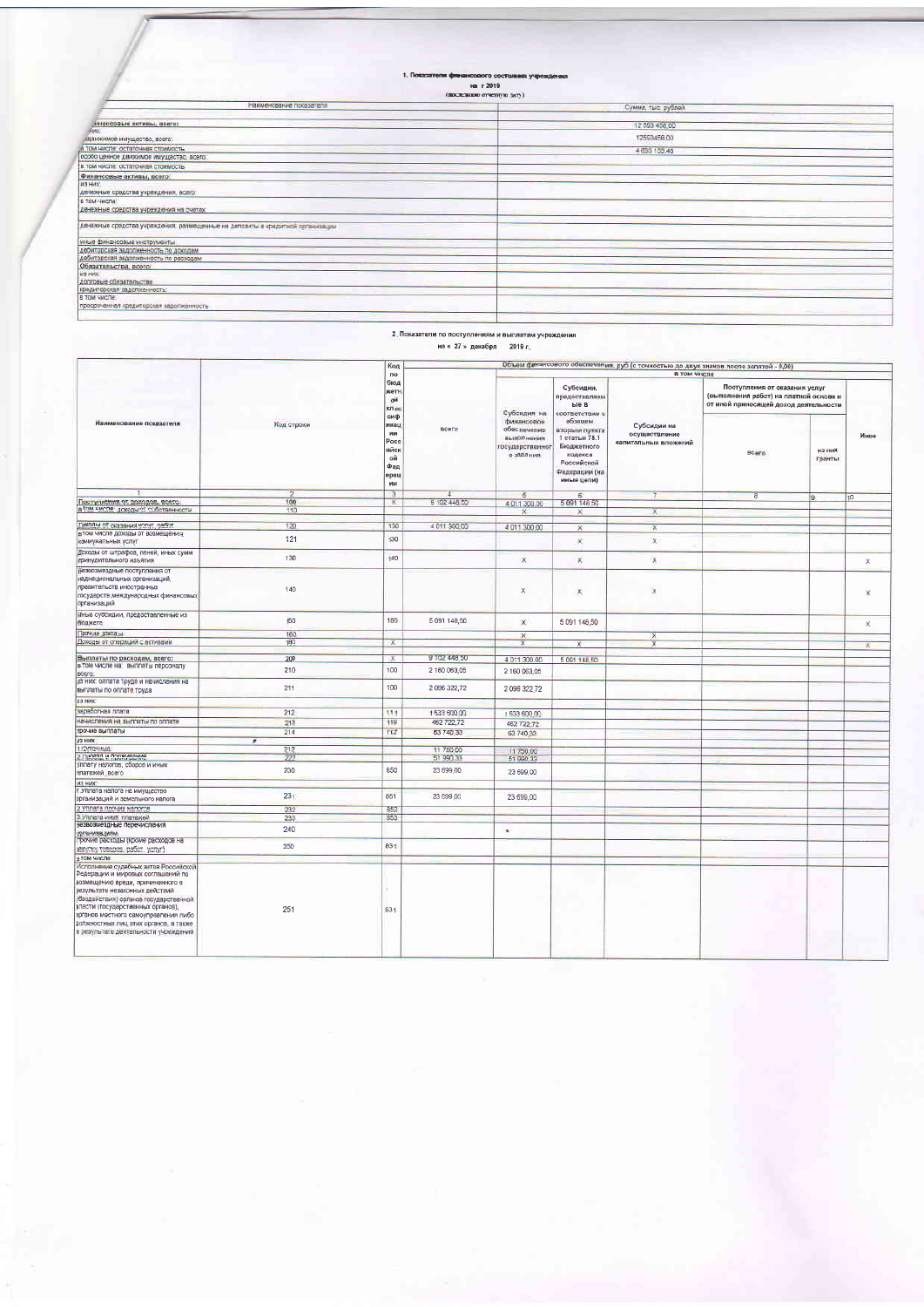### 1. Показатели финансового состояния учреждения

на г 2019

(последнюю отчетную дату)

| Наименование показателя | Сумма, тыс. рублей |
|---|---|
| Нефинансовые активы, всего: | 12 593 458,00 |
| из них: | |
| недвижимое имущество, всего: | 12593458,00 |
| в том числе: остаточная стоимость | 4 693 133,45 |
| особо ценное движимое имущество, всего | |
| в том числе: остаточная стоимость | |
| Финансовые активы, всего: | |
| из них: | |
| денежные средства учреждения, всего | |
| в том числе: | |
| денежные средства учреждения на счетах | |
| денежные средства учреждения, размещенные на депозиты в кредитной организации | |
| иные финансовые инструменты | |
| дебиторская задолженность по доходам | |
| дебиторская задолженность по расходам | |
| Обязательства, всего: | |
| из них: | |
| долговые обязательства | |
| кредиторская задолженность: | |
| в том числе: | |
| просроченная кредиторская задолженность | |

### 2. Показатели по поступлениям и выплатам учреждения

на « 27 » декабря 2019 г.

| Наименование показателя | Код строки | Код по бюджетной классификации Российской Федерации | Объем финансового обеспечения, руб (с точностью до двух знаков после запятой - 0,00) | | | | | | |
|---|---|---|---|---|---|---|---|---|---|
| | | | всего | в том числе | | | | | |
| | | | | Субсидия на финансовое обеспечение выполнения государственного задания | Субсидии, предоставляемые в соответствии с абзацем вторым пункта 1 статьи 78.1 Бюджетного кодекса Российской Федерации (на иные цели) | Субсидии на осуществление капитальных вложений | Поступления от оказания услуг (выполнения работ) на платной основе и от иной приносящий доход деятельности | | Иное |
| | | | | | | | всего | из них гранты | |
| 1 | 2 | 3 | 4 | 5 | 6 | 7 | 8 | 9 | 10 |
| Поступления от доходов, всего: | 100 | X | 9 102 446,50 | 4 011 300,00 | 5 091 146,50 | | | | |
| в том числе: доходы от собственности | 110 | | | X | X | X | | | |
| Доходы от оказания услуг, работ | 120 | 130 | 4 011 300,00 | 4 011 300,00 | X | X | | | |
| в том числе доходы от возмещения коммунальных услуг | 121 | 130 | | | X | X | | | |
| Доходы от штрафов, пеней, иных сумм принудительного изъятия | 130 | 140 | | X | X | X | | | X |
| Безвозмездные поступления от наднациональных организаций, правительств иностранных государств,международных финансовых организаций | 140 | | | X | X | X | | | X |
| Иные субсидии, предоставленные из бюджета | 150 | 180 | 5 091 146,50 | X | 5 091 146,50 | | | | X |
| Прочие доходы | 160 | | | X | | X | | | |
| Доходы от операций с активами | 180 | X | | X | X | X | | | X |
| Выплаты по расходам, всего: | 200 | X | 9 102 446,50 | 4 011 300,00 | 5 091 146,50 | | | | |
| в том числе на: выплаты персоналу всего: | 210 | 100 | 2 160 063,05 | 2 160 063,05 | | | | | |
| из них: оплата труда и начисления на выплаты по оплате труда | 211 | 100 | 2 096 322,72 | 2 096 322,72 | | | | | |
| из них: | | | | | | | | | |
| заработная плата | 212 | 111 | 1 633 600,00 | 1 633 600,00 | | | | | |
| начисления на выплаты по оплате | 213 | 119 | 462 722,72 | 462 722,72 | | | | | |
| прочие выплаты | 214 | 112 | 63 740,33 | 63 740,33 | | | | | |
| из них: | | | | | | | | | |
| 1.Суточные | 212 | | 11 750,00 | 11 750,00 | | | | | |
| 2.Проезд и проживание | 222 | | 51 990,33 | 51 990,33 | | | | | |
| уплату налогов, сборов и иных платежей, всего | 230 | 850 | 23 699,00 | 23 699,00 | | | | | |
| из них: | | | | | | | | | |
| 1.уплата налога на имущество организаций и земельного налога | 231 | 851 | 23 699,00 | 23 699,00 | | | | | |
| 2.уплата прочих налогов | 232 | 852 | | | | | | | |
| 3.уплата иных платежей | 233 | 853 | | | | | | | |
| безвозмездные перечисления организациям | 240 | | | | | | | | |
| прочие расходы (кроме расходов на закупку товаров, работ, услуг) | 250 | 831 | | | | | | | |
| в том числе | | | | | | | | | |
| Исполнение судебных актов Российской Федерации и мировых соглашений по возмещению вреда, причиненного в результате незаконных действий (бездействия) органов государственной власти (государственных органов), органов местного самоуправления либо должностных лиц этих органов, а также в результате деятельности учреждения | 251 | 831 | | | | | | | |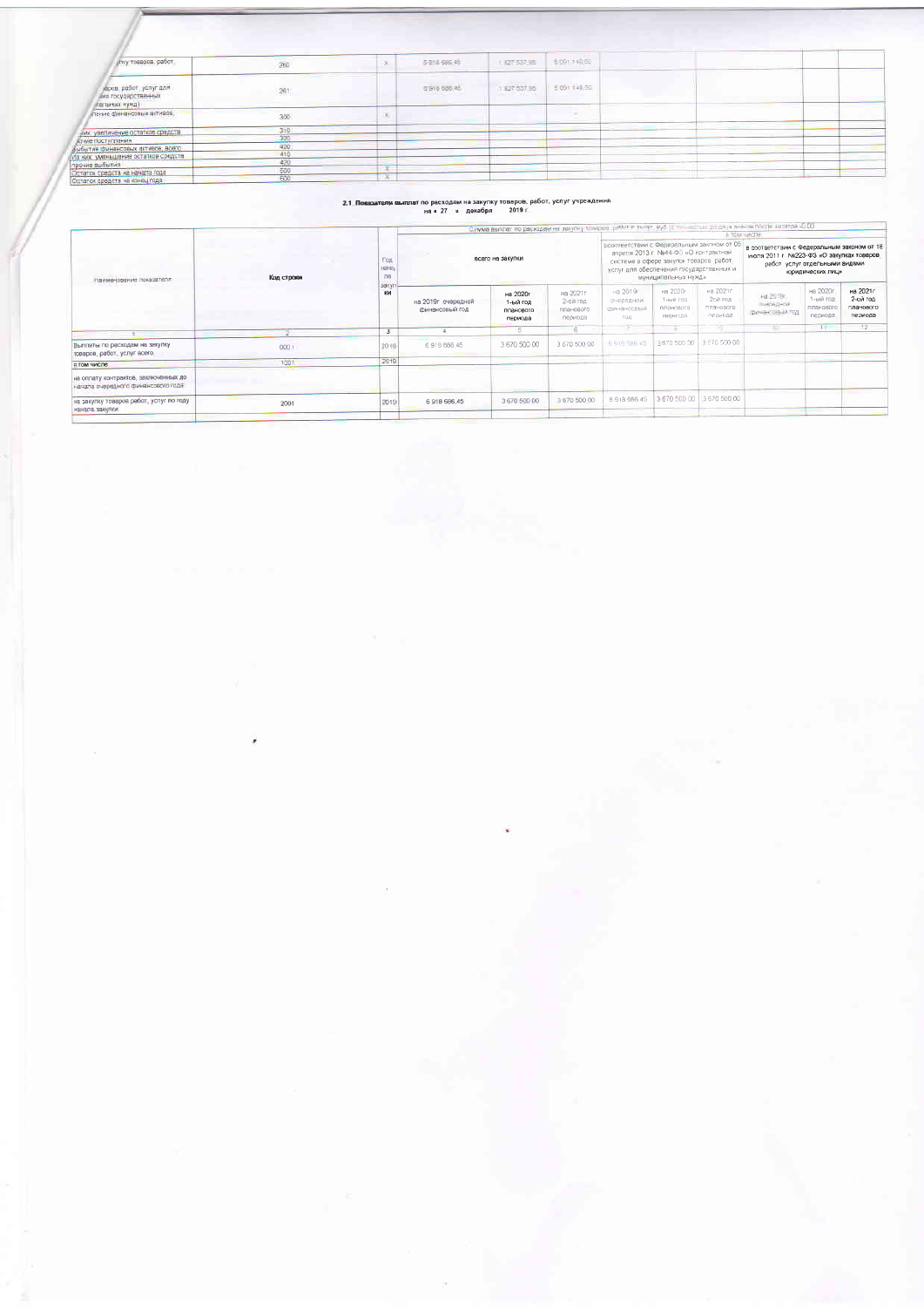| | | | | | | | | | | |
|---|---|---|---|---|---|---|---|---|---|---|
| ...упку товаров, работ, | 260 | X | 6 918 686,45 | 1 827 537,95 | 5 091 148,50 | | | | | |
| ...оваров, работ, услуг для ...ия государственных ...пальных нужд) | 261 | | 6 918 686,45 | 1 827 537,95 | 5 091 148,50 | | | | | |
| ...пление финансовых активов, | 300 | X | | | - | | | | | |
| ...них: увеличение остатков средств | 310 | | | | | | | | | |
| ...рочие поступления | 320 | | | | | | | | | |
| Выбытие финансовых активов, всего | 400 | | | | | | | | | |
| Из них: уменьшение остатков средств | 410 | | | | | | | | | |
| прочие выбытия | 420 | | | | | | | | | |
| Остаток средств на начало года | 500 | X | | | | | | | | |
| Остаток средств на конец года | 600 | X | | | | | | | | |

**2.1 Показатели выплат по расходам на закупку товаров, работ, услуг учреждения**
**на « 27 » декабря 2019 г**

| Наименование показателя | Код строки | Год начала закупки | Сумма выплат по расходам на закупку товаров, работ и услуг, руб (с точностью до двух знаков после запятой -0,00) | | | | | | | | |
|---|---|---|---|---|---|---|---|---|---|---|---|
| | | | всего на закупки | | | в том числе | | | | | |
| | | | | | | в соответствии с Федеральным законом от 05 апреля 2013 г. №44-ФЗ «О контрактной системе в сфере закупок товаров, работ, услуг для обеспечения государственных и муниципальных нужд» | | | в соответствии с Федеральным законом от 18 июля 2011 г. №223-ФЗ «О закупках товаров, работ, услуг отдельными видами юридических лиц» | | |
| | | | на 2019г. очередной финансовый год | на 2020г 1-ый год планового периода | на 2021г 2-ой год планового периода | на 2019г очередной финансовый год | на 2020г 1-ый год планового периода | на 2021г 2-ой год планового периода | на 2019г очередной финансовый год | на 2020г 1-ый год планового периода | на 2021г 2-ой год планового периода |
| 1 | 2 | 3 | 4 | 5 | 6 | 7 | 8 | 9 | 10 | 11 | 12 |
| Выплаты по расходам на закупку товаров, работ, услуг всего | 0001 | 2019 | 6 918 686,45 | 3 670 500,00 | 3 670 500,00 | 6 918 686,45 | 3 670 500,00 | 3 670 500,00 | | | |
| в том числе | 1001 | 2019 | | | | | | | | | |
| на оплату контрактов, заключенных до начала очередного финансового года | | | | | | | | | | | |
| на закупку товаров работ, услуг по году начала закупки | 2001 | 2019 | 6 918 686,45 | 3 670 500,00 | 3 670 500,00 | 6 918 686,45 | 3 670 500,00 | 3 670 500,00 | | | |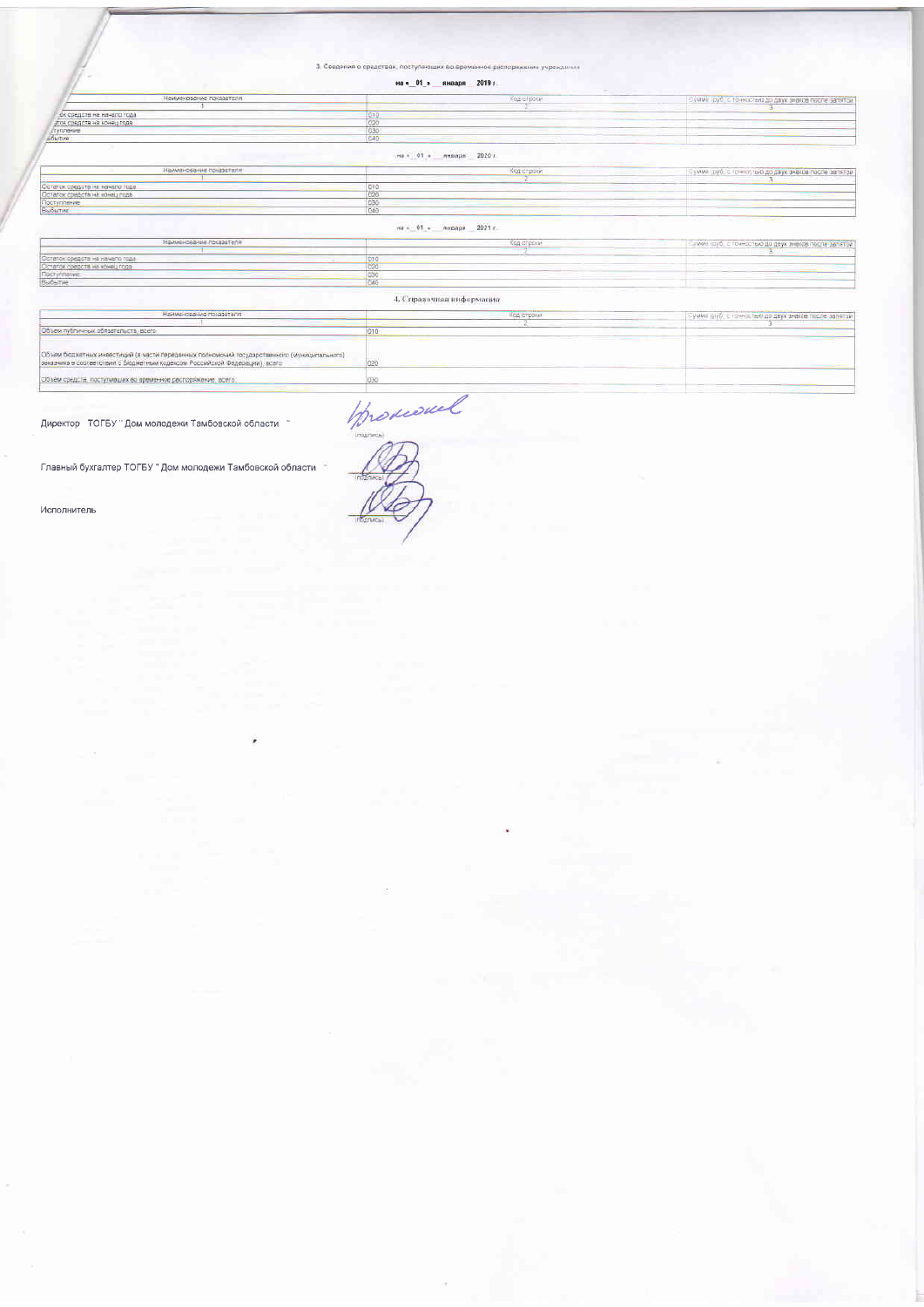3. Сведения о средствах, поступающих во временное распоряжение учреждения

на « 01 » января 2019 г.

| Наименование показателя | Код строки | Сумма (руб., с точностью до двух знаков после запятой) |
|---|---|---|
| 1 | 2 | 3 |
| Остаток средств на начало года | 010 | |
| Остаток средств на конец года | 020 | |
| Поступление | 030 | |
| Выбытие | 040 | |

на « 01 » января 2020 г.

| Наименование показателя | Код строки | Сумма (руб., с точностью до двух знаков после запятой) |
|---|---|---|
| 1 | 2 | 3 |
| Остаток средств на начало года | 010 | |
| Остаток средств на конец года | 020 | |
| Поступление | 030 | |
| Выбытие | 040 | |

на « 01 » января 2021 г.

| Наименование показателя | Код строки | Сумма (руб., с точностью до двух знаков после запятой) |
|---|---|---|
| 1 | 2 | 3 |
| Остаток средств на начало года | 010 | |
| Остаток средств на конец года | 020 | |
| Поступление | 030 | |
| Выбытие | 040 | |

4. Справочная информация

| Наименование показателя | Код строки | Сумма (руб., с точностью до двух знаков после запятой) |
|---|---|---|
| 1 | 2 | 3 |
| Объем публичных обязательств, всего | 010 | |
| Объем бюджетных инвестиций (в части переданных полномочий государственного (муниципального) заказчика в соответствии с Бюджетным кодексом Российской Федерации), всего | 020 | |
| Объем средств, поступивших во временное распоряжение, всего | 030 | |

Директор ТОГБУ " Дом молодежи Тамбовской области " _________ (подпись)

Главный бухгалтер ТОГБУ " Дом молодежи Тамбовской области " _________ (подпись)

Исполнитель _________ (подпись)